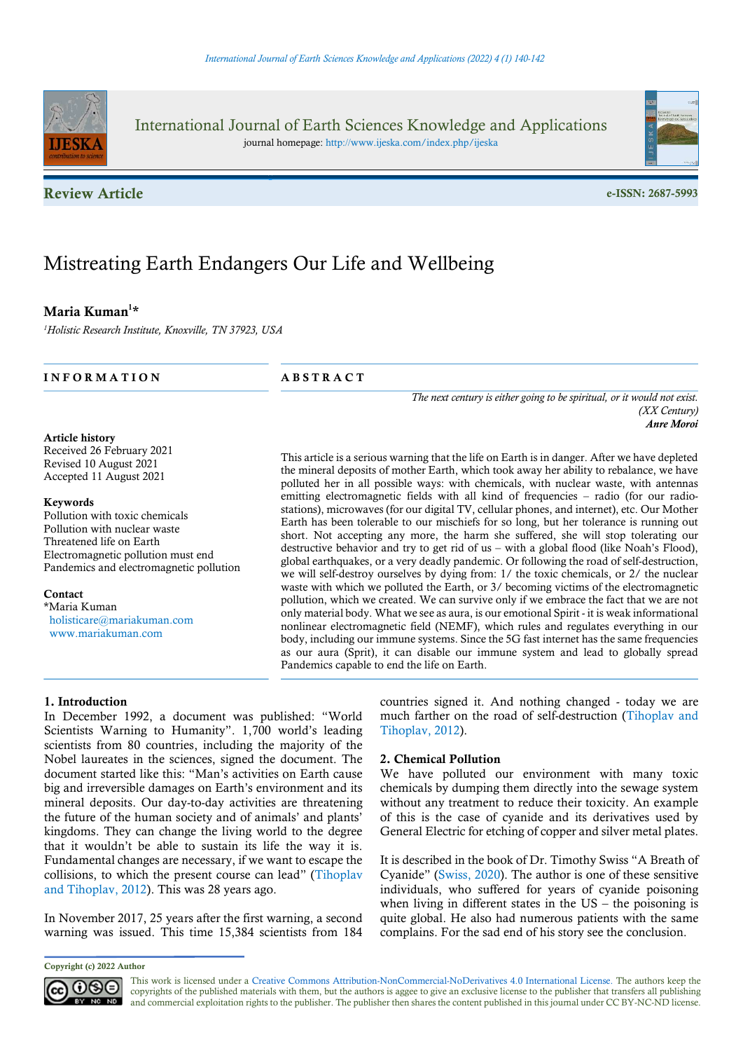International Journal of Earth Sciences Knowledge and Applications

journal homepage: http://www.ijeska.com/index.php/ijeska

**Review Article**

**e-ISSN: 2687-5993**

# Mistreating Earth Endangers Our Life and Wellbeing

**Maria Kuman[1]***

[1]*Holistic Research Institute, Knoxville, TN 37923, USA*

## INFORMATION

**Article history**
Received 26 February 2021
Revised 10 August 2021
Accepted 11 August 2021

**Keywords**
Pollution with toxic chemicals
Pollution with nuclear waste
Threatened life on Earth
Electromagnetic pollution must end
Pandemics and electromagnetic pollution

**Contact**
*Maria Kuman
holisticare@mariakuman.com
www.mariakuman.com

## ABSTRACT

*The next century is either going to be spiritual, or it would not exist.*
*(XX Century)*
***Anre Moroi***

This article is a serious warning that the life on Earth is in danger. After we have depleted the mineral deposits of mother Earth, which took away her ability to rebalance, we have polluted her in all possible ways: with chemicals, with nuclear waste, with antennas emitting electromagnetic fields with all kind of frequencies – radio (for our radio-stations), microwaves (for our digital TV, cellular phones, and internet), etc. Our Mother Earth has been tolerable to our mischiefs for so long, but her tolerance is running out short. Not accepting any more, the harm she suffered, she will stop tolerating our destructive behavior and try to get rid of us – with a global flood (like Noah's Flood), global earthquakes, or a very deadly pandemic. Or following the road of self-destruction, we will self-destroy ourselves by dying from: 1/ the toxic chemicals, or 2/ the nuclear waste with which we polluted the Earth, or 3/ becoming victims of the electromagnetic pollution, which we created. We can survive only if we embrace the fact that we are not only material body. What we see as aura, is our emotional Spirit - it is weak informational nonlinear electromagnetic field (NEMF), which rules and regulates everything in our body, including our immune systems. Since the 5G fast internet has the same frequencies as our aura (Sprit), it can disable our immune system and lead to globally spread Pandemics capable to end the life on Earth.

## 1. Introduction

In December 1992, a document was published: "World Scientists Warning to Humanity". 1,700 world's leading scientists from 80 countries, including the majority of the Nobel laureates in the sciences, signed the document. The document started like this: "Man's activities on Earth cause big and irreversible damages on Earth's environment and its mineral deposits. Our day-to-day activities are threatening the future of the human society and of animals' and plants' kingdoms. They can change the living world to the degree that it wouldn't be able to sustain its life the way it is. Fundamental changes are necessary, if we want to escape the collisions, to which the present course can lead" (Tihoplav and Tihoplav, 2012). This was 28 years ago.

In November 2017, 25 years after the first warning, a second warning was issued. This time 15,384 scientists from 184 countries signed it. And nothing changed - today we are much farther on the road of self-destruction (Tihoplav and Tihoplav, 2012).

## 2. Chemical Pollution

We have polluted our environment with many toxic chemicals by dumping them directly into the sewage system without any treatment to reduce their toxicity. An example of this is the case of cyanide and its derivatives used by General Electric for etching of copper and silver metal plates.

It is described in the book of Dr. Timothy Swiss "A Breath of Cyanide" (Swiss, 2020). The author is one of these sensitive individuals, who suffered for years of cyanide poisoning when living in different states in the US – the poisoning is quite global. He also had numerous patients with the same complains. For the sad end of his story see the conclusion.

**Copyright (c) 2022 Author**

This work is licensed under a Creative Commons Attribution-NonCommercial-NoDerivatives 4.0 International License. The authors keep the copyrights of the published materials with them, but the authors is aggee to give an exclusive license to the publisher that transfers all publishing and commercial exploitation rights to the publisher. The publisher then shares the content published in this journal under CC BY-NC-ND license.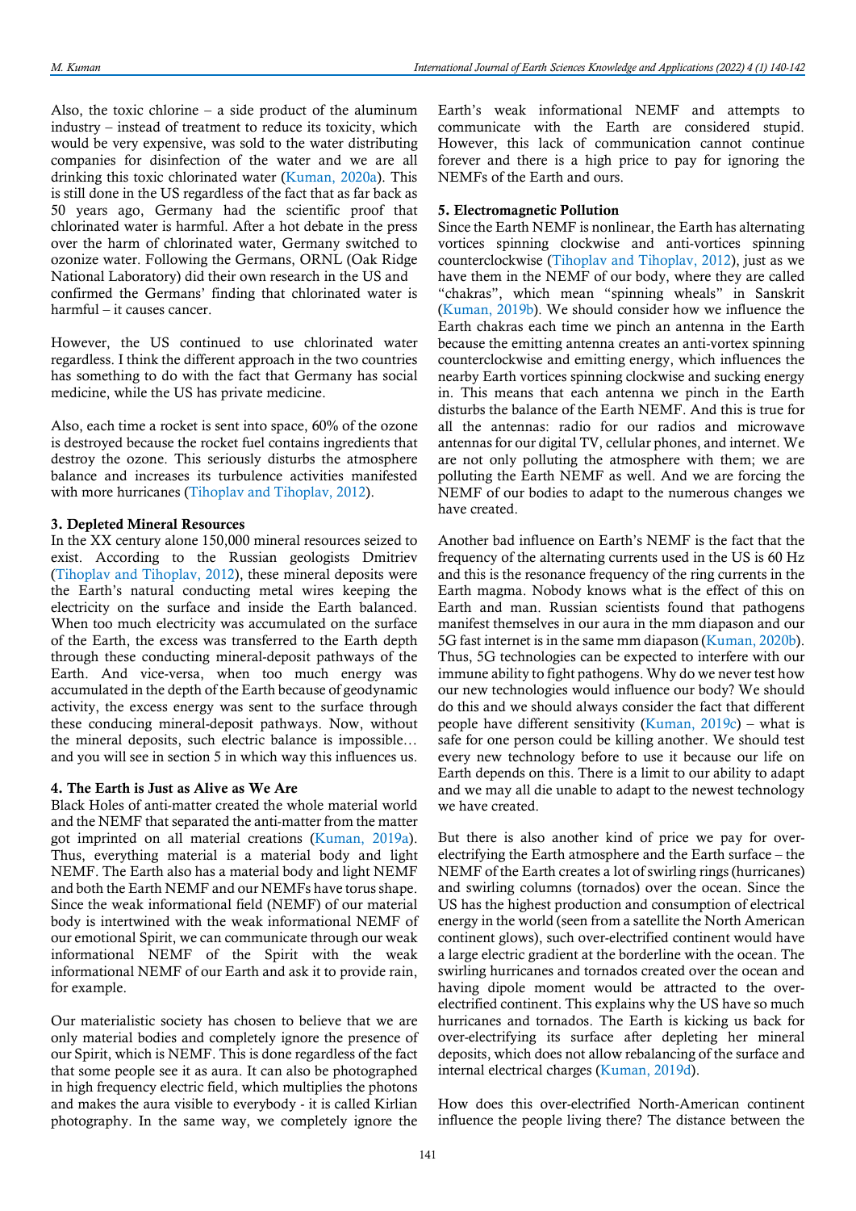Also, the toxic chlorine – a side product of the aluminum industry – instead of treatment to reduce its toxicity, which would be very expensive, was sold to the water distributing companies for disinfection of the water and we are all drinking this toxic chlorinated water (Kuman, 2020a). This is still done in the US regardless of the fact that as far back as 50 years ago, Germany had the scientific proof that chlorinated water is harmful. After a hot debate in the press over the harm of chlorinated water, Germany switched to ozonize water. Following the Germans, ORNL (Oak Ridge National Laboratory) did their own research in the US and confirmed the Germans' finding that chlorinated water is harmful – it causes cancer.

However, the US continued to use chlorinated water regardless. I think the different approach in the two countries has something to do with the fact that Germany has social medicine, while the US has private medicine.

Also, each time a rocket is sent into space, 60% of the ozone is destroyed because the rocket fuel contains ingredients that destroy the ozone. This seriously disturbs the atmosphere balance and increases its turbulence activities manifested with more hurricanes (Tihoplav and Tihoplav, 2012).

## 3. Depleted Mineral Resources

In the XX century alone 150,000 mineral resources seized to exist. According to the Russian geologists Dmitriev (Tihoplav and Tihoplav, 2012), these mineral deposits were the Earth's natural conducting metal wires keeping the electricity on the surface and inside the Earth balanced. When too much electricity was accumulated on the surface of the Earth, the excess was transferred to the Earth depth through these conducting mineral-deposit pathways of the Earth. And vice-versa, when too much energy was accumulated in the depth of the Earth because of geodynamic activity, the excess energy was sent to the surface through these conducing mineral-deposit pathways. Now, without the mineral deposits, such electric balance is impossible… and you will see in section 5 in which way this influences us.

## 4. The Earth is Just as Alive as We Are

Black Holes of anti-matter created the whole material world and the NEMF that separated the anti-matter from the matter got imprinted on all material creations (Kuman, 2019a). Thus, everything material is a material body and light NEMF. The Earth also has a material body and light NEMF and both the Earth NEMF and our NEMFs have torus shape. Since the weak informational field (NEMF) of our material body is intertwined with the weak informational NEMF of our emotional Spirit, we can communicate through our weak informational NEMF of the Spirit with the weak informational NEMF of our Earth and ask it to provide rain, for example.

Our materialistic society has chosen to believe that we are only material bodies and completely ignore the presence of our Spirit, which is NEMF. This is done regardless of the fact that some people see it as aura. It can also be photographed in high frequency electric field, which multiplies the photons and makes the aura visible to everybody - it is called Kirlian photography. In the same way, we completely ignore the Earth's weak informational NEMF and attempts to communicate with the Earth are considered stupid. However, this lack of communication cannot continue forever and there is a high price to pay for ignoring the NEMFs of the Earth and ours.

## 5. Electromagnetic Pollution

Since the Earth NEMF is nonlinear, the Earth has alternating vortices spinning clockwise and anti-vortices spinning counterclockwise (Tihoplav and Tihoplav, 2012), just as we have them in the NEMF of our body, where they are called "chakras", which mean "spinning wheals" in Sanskrit (Kuman, 2019b). We should consider how we influence the Earth chakras each time we pinch an antenna in the Earth because the emitting antenna creates an anti-vortex spinning counterclockwise and emitting energy, which influences the nearby Earth vortices spinning clockwise and sucking energy in. This means that each antenna we pinch in the Earth disturbs the balance of the Earth NEMF. And this is true for all the antennas: radio for our radios and microwave antennas for our digital TV, cellular phones, and internet. We are not only polluting the atmosphere with them; we are polluting the Earth NEMF as well. And we are forcing the NEMF of our bodies to adapt to the numerous changes we have created.

Another bad influence on Earth's NEMF is the fact that the frequency of the alternating currents used in the US is 60 Hz and this is the resonance frequency of the ring currents in the Earth magma. Nobody knows what is the effect of this on Earth and man. Russian scientists found that pathogens manifest themselves in our aura in the mm diapason and our 5G fast internet is in the same mm diapason (Kuman, 2020b). Thus, 5G technologies can be expected to interfere with our immune ability to fight pathogens. Why do we never test how our new technologies would influence our body? We should do this and we should always consider the fact that different people have different sensitivity (Kuman, 2019c) – what is safe for one person could be killing another. We should test every new technology before to use it because our life on Earth depends on this. There is a limit to our ability to adapt and we may all die unable to adapt to the newest technology we have created.

But there is also another kind of price we pay for over-electrifying the Earth atmosphere and the Earth surface – the NEMF of the Earth creates a lot of swirling rings (hurricanes) and swirling columns (tornados) over the ocean. Since the US has the highest production and consumption of electrical energy in the world (seen from a satellite the North American continent glows), such over-electrified continent would have a large electric gradient at the borderline with the ocean. The swirling hurricanes and tornados created over the ocean and having dipole moment would be attracted to the over-electrified continent. This explains why the US have so much hurricanes and tornados. The Earth is kicking us back for over-electrifying its surface after depleting her mineral deposits, which does not allow rebalancing of the surface and internal electrical charges (Kuman, 2019d).

How does this over-electrified North-American continent influence the people living there? The distance between the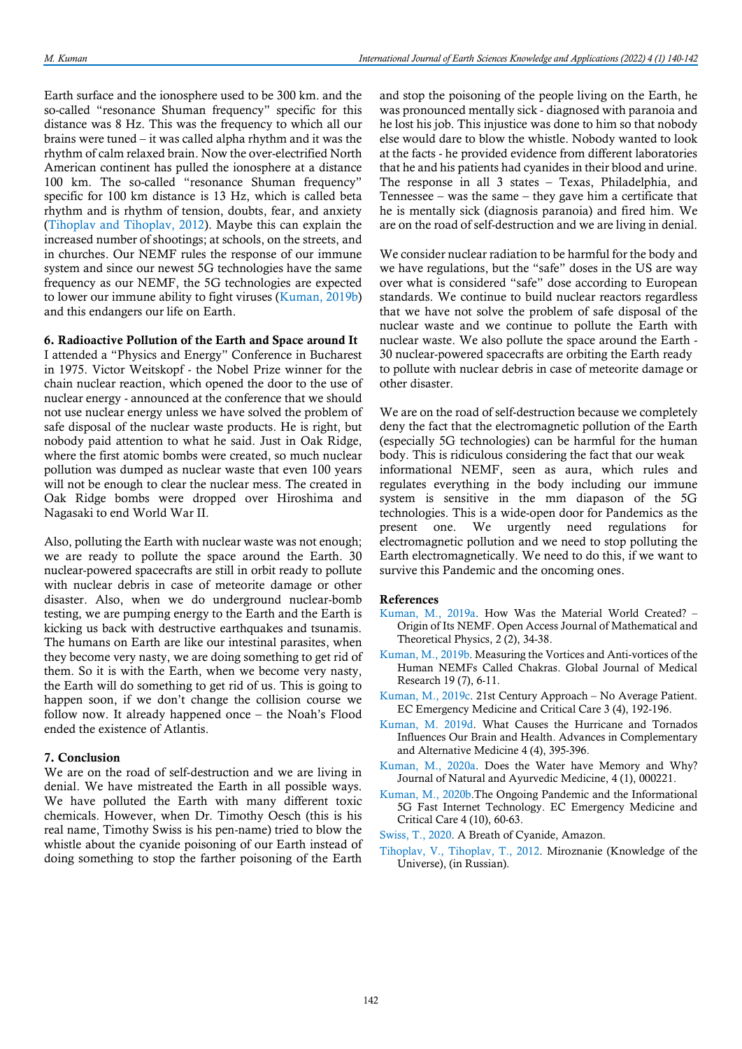Earth surface and the ionosphere used to be 300 km. and the so-called "resonance Shuman frequency" specific for this distance was 8 Hz. This was the frequency to which all our brains were tuned – it was called alpha rhythm and it was the rhythm of calm relaxed brain. Now the over-electrified North American continent has pulled the ionosphere at a distance 100 km. The so-called "resonance Shuman frequency" specific for 100 km distance is 13 Hz, which is called beta rhythm and is rhythm of tension, doubts, fear, and anxiety (Tihoplav and Tihoplav, 2012). Maybe this can explain the increased number of shootings; at schools, on the streets, and in churches. Our NEMF rules the response of our immune system and since our newest 5G technologies have the same frequency as our NEMF, the 5G technologies are expected to lower our immune ability to fight viruses (Kuman, 2019b) and this endangers our life on Earth.

## 6. Radioactive Pollution of the Earth and Space around It

I attended a "Physics and Energy" Conference in Bucharest in 1975. Victor Weitskopf - the Nobel Prize winner for the chain nuclear reaction, which opened the door to the use of nuclear energy - announced at the conference that we should not use nuclear energy unless we have solved the problem of safe disposal of the nuclear waste products. He is right, but nobody paid attention to what he said. Just in Oak Ridge, where the first atomic bombs were created, so much nuclear pollution was dumped as nuclear waste that even 100 years will not be enough to clear the nuclear mess. The created in Oak Ridge bombs were dropped over Hiroshima and Nagasaki to end World War II.

Also, polluting the Earth with nuclear waste was not enough; we are ready to pollute the space around the Earth. 30 nuclear-powered spacecrafts are still in orbit ready to pollute with nuclear debris in case of meteorite damage or other disaster. Also, when we do underground nuclear-bomb testing, we are pumping energy to the Earth and the Earth is kicking us back with destructive earthquakes and tsunamis. The humans on Earth are like our intestinal parasites, when they become very nasty, we are doing something to get rid of them. So it is with the Earth, when we become very nasty, the Earth will do something to get rid of us. This is going to happen soon, if we don't change the collision course we follow now. It already happened once – the Noah's Flood ended the existence of Atlantis.

## 7. Conclusion

We are on the road of self-destruction and we are living in denial. We have mistreated the Earth in all possible ways. We have polluted the Earth with many different toxic chemicals. However, when Dr. Timothy Oesch (this is his real name, Timothy Swiss is his pen-name) tried to blow the whistle about the cyanide poisoning of our Earth instead of doing something to stop the farther poisoning of the Earth and stop the poisoning of the people living on the Earth, he was pronounced mentally sick - diagnosed with paranoia and he lost his job. This injustice was done to him so that nobody else would dare to blow the whistle. Nobody wanted to look at the facts - he provided evidence from different laboratories that he and his patients had cyanides in their blood and urine. The response in all 3 states – Texas, Philadelphia, and Tennessee – was the same – they gave him a certificate that he is mentally sick (diagnosis paranoia) and fired him. We are on the road of self-destruction and we are living in denial.

We consider nuclear radiation to be harmful for the body and we have regulations, but the "safe" doses in the US are way over what is considered "safe" dose according to European standards. We continue to build nuclear reactors regardless that we have not solve the problem of safe disposal of the nuclear waste and we continue to pollute the Earth with nuclear waste. We also pollute the space around the Earth - 30 nuclear-powered spacecrafts are orbiting the Earth ready to pollute with nuclear debris in case of meteorite damage or other disaster.

We are on the road of self-destruction because we completely deny the fact that the electromagnetic pollution of the Earth (especially 5G technologies) can be harmful for the human body. This is ridiculous considering the fact that our weak informational NEMF, seen as aura, which rules and regulates everything in the body including our immune system is sensitive in the mm diapason of the 5G technologies. This is a wide-open door for Pandemics as the present one. We urgently need regulations for electromagnetic pollution and we need to stop polluting the Earth electromagnetically. We need to do this, if we want to survive this Pandemic and the oncoming ones.

## References

- Kuman, M., 2019a. How Was the Material World Created? – Origin of Its NEMF. Open Access Journal of Mathematical and Theoretical Physics, 2 (2), 34-38.
- Kuman, M., 2019b. Measuring the Vortices and Anti-vortices of the Human NEMFs Called Chakras. Global Journal of Medical Research 19 (7), 6-11.
- Kuman, M., 2019c. 21st Century Approach – No Average Patient. EC Emergency Medicine and Critical Care 3 (4), 192-196.
- Kuman, M. 2019d. What Causes the Hurricane and Tornados Influences Our Brain and Health. Advances in Complementary and Alternative Medicine 4 (4), 395-396.
- Kuman, M., 2020a. Does the Water have Memory and Why? Journal of Natural and Ayurvedic Medicine, 4 (1), 000221.
- Kuman, M., 2020b.The Ongoing Pandemic and the Informational 5G Fast Internet Technology. EC Emergency Medicine and Critical Care 4 (10), 60-63.
- Swiss, T., 2020. A Breath of Cyanide, Amazon.
- Tihoplav, V., Tihoplav, T., 2012. Miroznanie (Knowledge of the Universe), (in Russian).